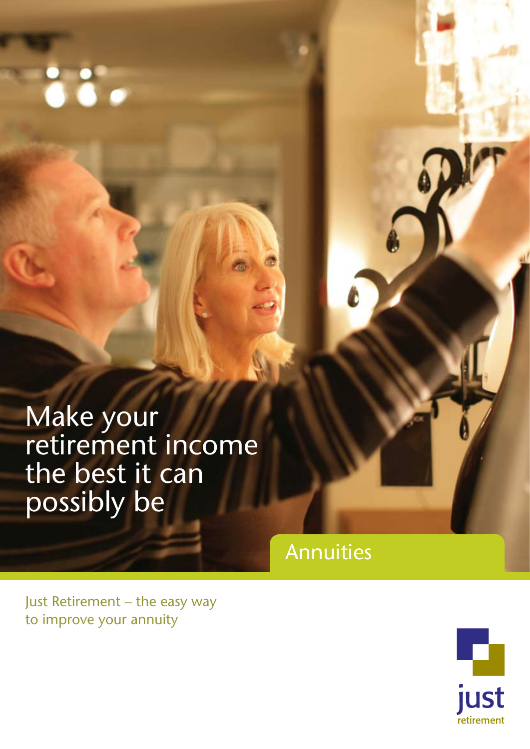# Make your retirement income the best it can possibly be

## Annuities

Just Retirement – the easy way to improve your annuity

just
retirement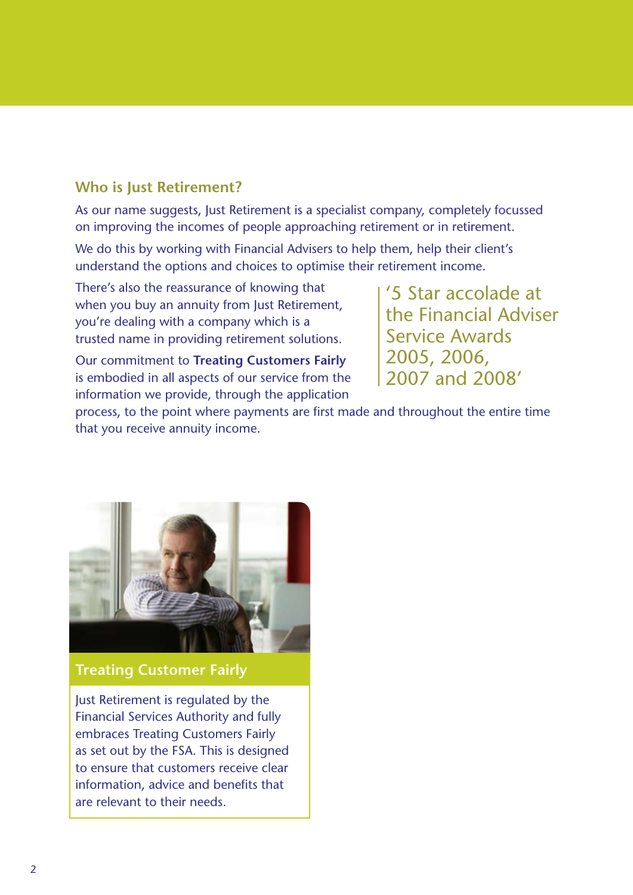## Who is Just Retirement?

As our name suggests, Just Retirement is a specialist company, completely focussed on improving the incomes of people approaching retirement or in retirement.

We do this by working with Financial Advisers to help them, help their client's understand the options and choices to optimise their retirement income.

There's also the reassurance of knowing that when you buy an annuity from Just Retirement, you're dealing with a company which is a trusted name in providing retirement solutions.

> '5 Star accolade at the Financial Adviser Service Awards 2005, 2006, 2007 and 2008'

Our commitment to **Treating Customers Fairly** is embodied in all aspects of our service from the information we provide, through the application process, to the point where payments are first made and throughout the entire time that you receive annuity income.

### Treating Customer Fairly

Just Retirement is regulated by the Financial Services Authority and fully embraces Treating Customers Fairly as set out by the FSA. This is designed to ensure that customers receive clear information, advice and benefits that are relevant to their needs.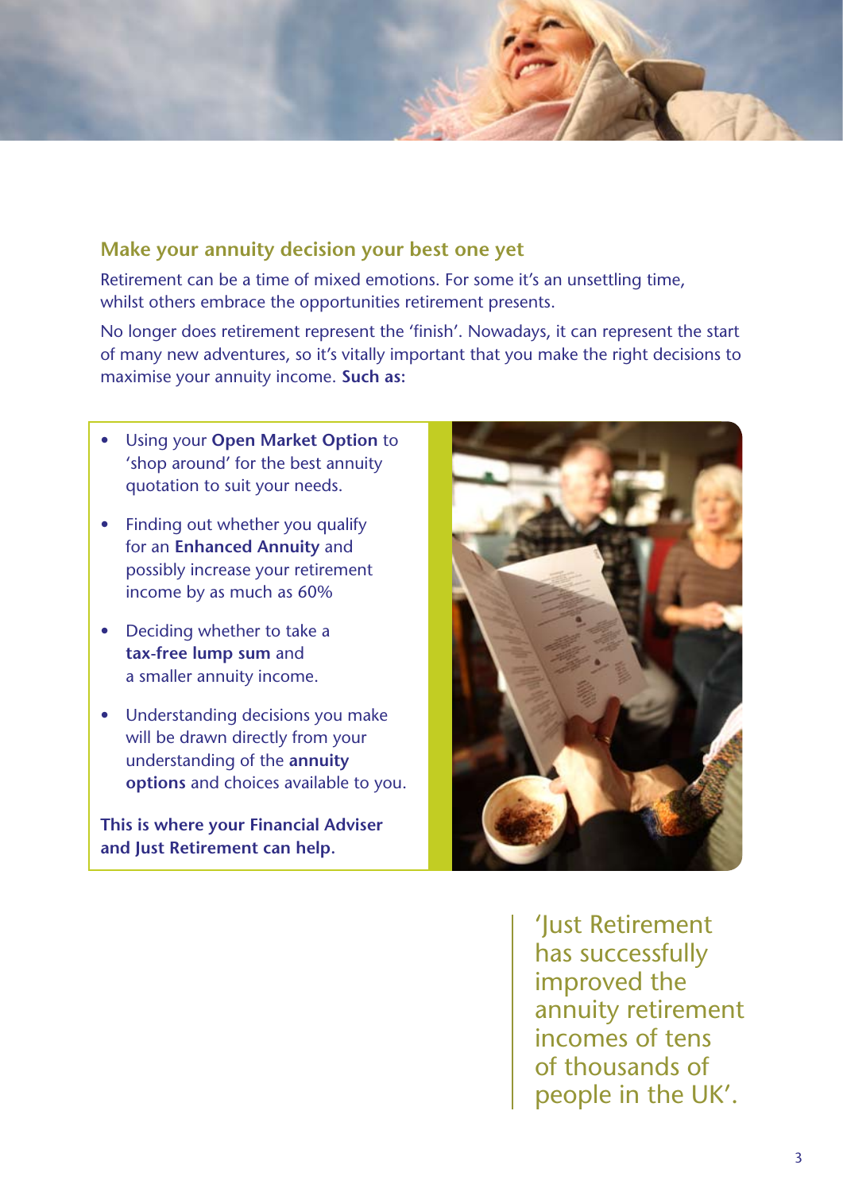## Make your annuity decision your best one yet

Retirement can be a time of mixed emotions. For some it's an unsettling time, whilst others embrace the opportunities retirement presents.

No longer does retirement represent the 'finish'. Nowadays, it can represent the start of many new adventures, so it's vitally important that you make the right decisions to maximise your annuity income. **Such as:**

- Using your **Open Market Option** to 'shop around' for the best annuity quotation to suit your needs.
- Finding out whether you qualify for an **Enhanced Annuity** and possibly increase your retirement income by as much as 60%
- Deciding whether to take a **tax-free lump sum** and a smaller annuity income.
- Understanding decisions you make will be drawn directly from your understanding of the **annuity options** and choices available to you.

**This is where your Financial Adviser and Just Retirement can help.**

'Just Retirement has successfully improved the annuity retirement incomes of tens of thousands of people in the UK'.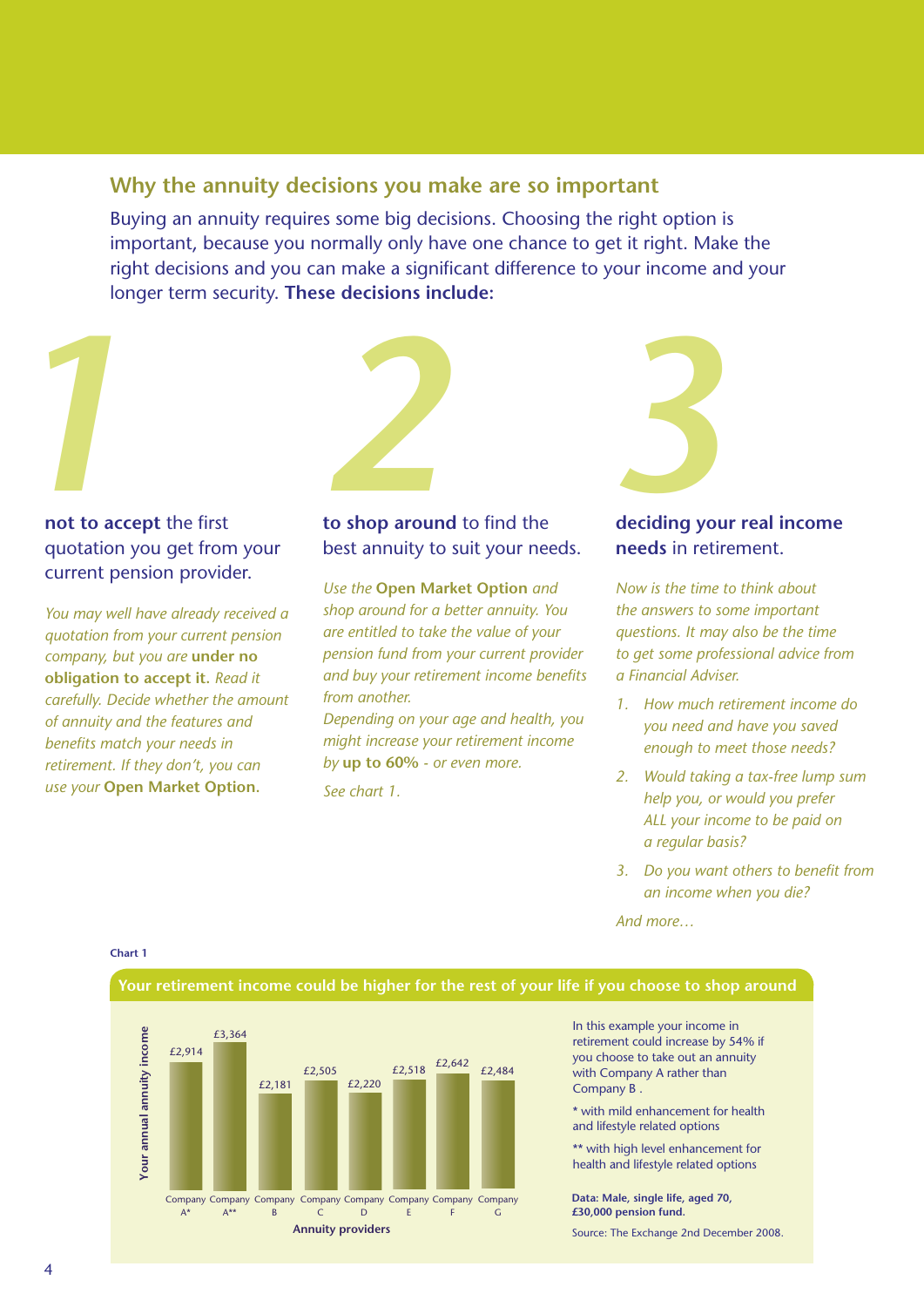## Why the annuity decisions you make are so important

Buying an annuity requires some big decisions. Choosing the right option is important, because you normally only have one chance to get it right. Make the right decisions and you can make a significant difference to your income and your longer term security. **These decisions include:**

### 1

**not to accept** the first quotation you get from your current pension provider.

*You may well have already received a quotation from your current pension company, but you are* ***under no obligation to accept it****. Read it carefully. Decide whether the amount of annuity and the features and benefits match your needs in retirement. If they don't, you can use your* ***Open Market Option.***

### 2

**to shop around** to find the best annuity to suit your needs.

*Use the* ***Open Market Option*** *and shop around for a better annuity. You are entitled to take the value of your pension fund from your current provider and buy your retirement income benefits from another.*
*Depending on your age and health, you might increase your retirement income by* ***up to 60%*** *- or even more.*

*See chart 1.*

### 3

**deciding your real income needs** in retirement.

*Now is the time to think about the answers to some important questions. It may also be the time to get some professional advice from a Financial Adviser.*

1. *How much retirement income do you need and have you saved enough to meet those needs?*
2. *Would taking a tax-free lump sum help you, or would you prefer ALL your income to be paid on a regular basis?*
3. *Do you want others to benefit from an income when you die?*

*And more…*

**Chart 1**

**Your retirement income could be higher for the rest of your life if you choose to shop around**

| Annuity providers | Your annual annuity income |
|---|---|
| Company A* | £2,914 |
| Company A** | £3,364 |
| Company B | £2,181 |
| Company C | £2,505 |
| Company D | £2,220 |
| Company E | £2,518 |
| Company F | £2,642 |
| Company G | £2,484 |

In this example your income in retirement could increase by 54% if you choose to take out an annuity with Company A rather than Company B .

\* with mild enhancement for health and lifestyle related options

\** with high level enhancement for health and lifestyle related options

**Data: Male, single life, aged 70, £30,000 pension fund.**

Source: The Exchange 2nd December 2008.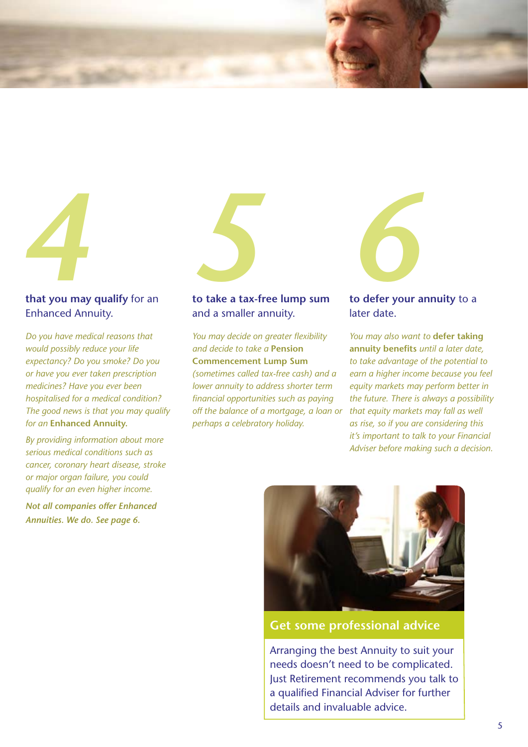## 4

**that you may qualify** for an Enhanced Annuity.

*Do you have medical reasons that would possibly reduce your life expectancy? Do you smoke? Do you or have you ever taken prescription medicines? Have you ever been hospitalised for a medical condition? The good news is that you may qualify for an* ***Enhanced Annuity.***

*By providing information about more serious medical conditions such as cancer, coronary heart disease, stroke or major organ failure, you could qualify for an even higher income.*

***Not all companies offer Enhanced Annuities. We do. See page 6.***

## 5

**to take a tax-free lump sum** and a smaller annuity.

*You may decide on greater flexibility and decide to take a* ***Pension Commencement Lump Sum*** *(sometimes called tax-free cash) and a lower annuity to address shorter term financial opportunities such as paying off the balance of a mortgage, a loan or perhaps a celebratory holiday.*

## 6

**to defer your annuity** to a later date.

*You may also want to* ***defer taking annuity benefits*** *until a later date, to take advantage of the potential to earn a higher income because you feel equity markets may perform better in the future. There is always a possibility that equity markets may fall as well as rise, so if you are considering this it's important to talk to your Financial Adviser before making such a decision.*

### Get some professional advice

Arranging the best Annuity to suit your needs doesn't need to be complicated. Just Retirement recommends you talk to a qualified Financial Adviser for further details and invaluable advice.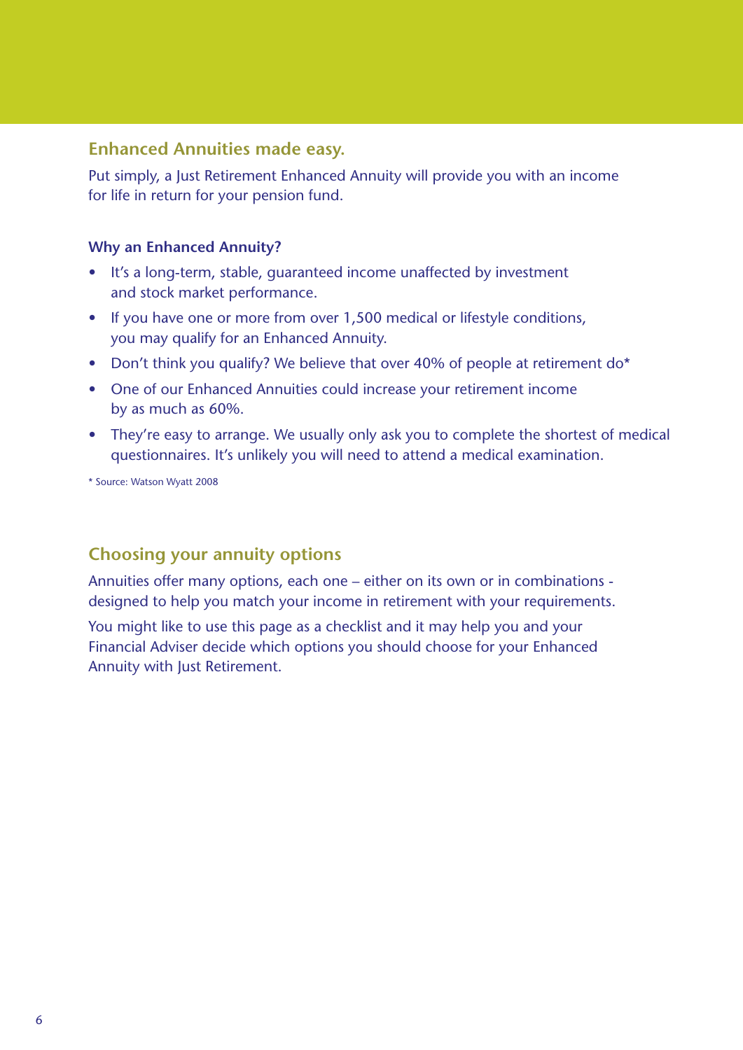## Enhanced Annuities made easy.

Put simply, a Just Retirement Enhanced Annuity will provide you with an income for life in return for your pension fund.

### Why an Enhanced Annuity?

- It's a long-term, stable, guaranteed income unaffected by investment and stock market performance.
- If you have one or more from over 1,500 medical or lifestyle conditions, you may qualify for an Enhanced Annuity.
- Don't think you qualify? We believe that over 40% of people at retirement do*
- One of our Enhanced Annuities could increase your retirement income by as much as 60%.
- They're easy to arrange. We usually only ask you to complete the shortest of medical questionnaires. It's unlikely you will need to attend a medical examination.

* Source: Watson Wyatt 2008

## Choosing your annuity options

Annuities offer many options, each one – either on its own or in combinations - designed to help you match your income in retirement with your requirements.

You might like to use this page as a checklist and it may help you and your Financial Adviser decide which options you should choose for your Enhanced Annuity with Just Retirement.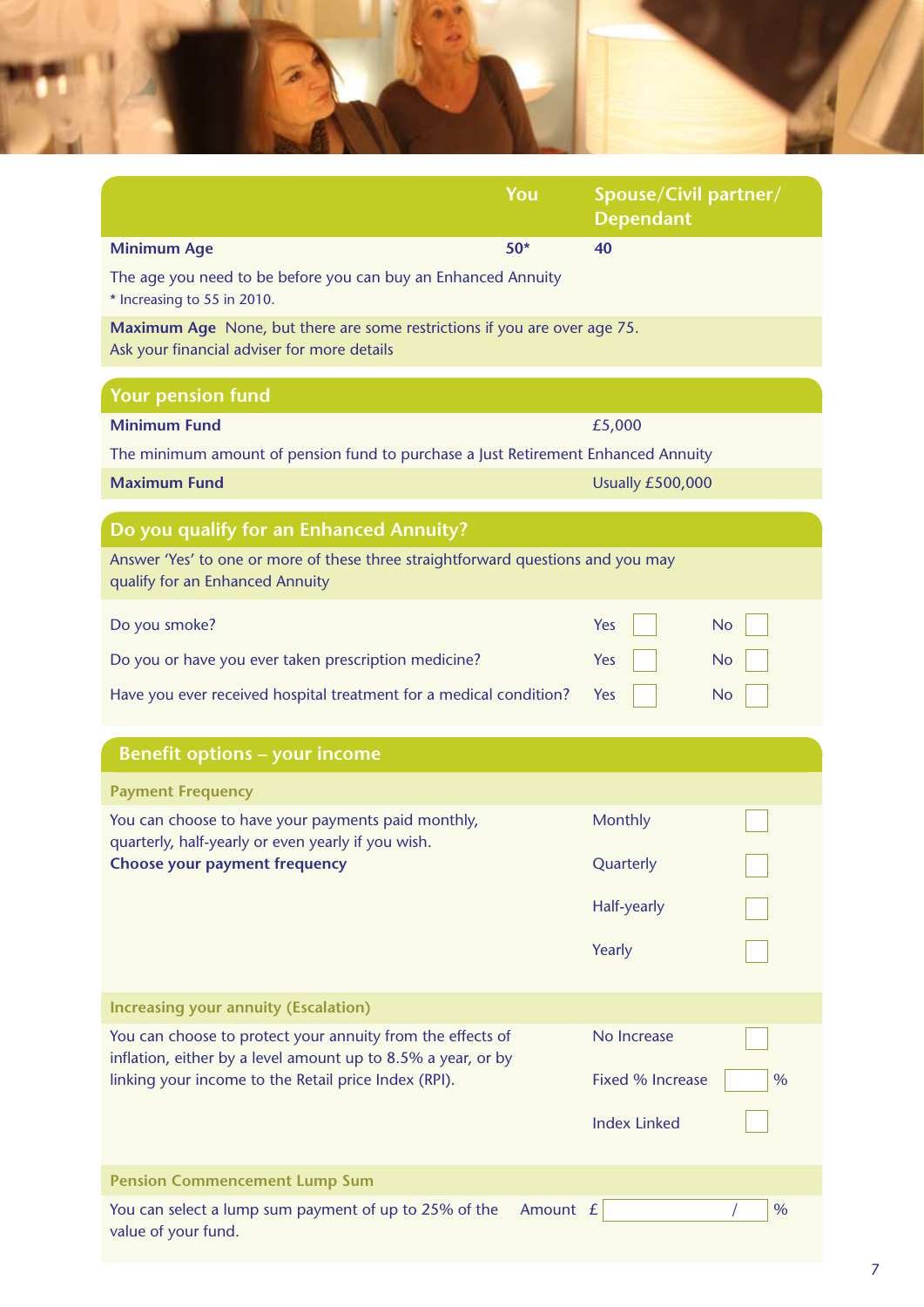| | You | Spouse/Civil partner/ Dependant |
|---|---|---|
| **Minimum Age** | **50*** | **40** |
| The age you need to be before you can buy an Enhanced Annuity<br>* Increasing to 55 in 2010. | | |
| **Maximum Age** None, but there are some restrictions if you are over age 75. Ask your financial adviser for more details | | |

## Your pension fund

| | |
|---|---|
| **Minimum Fund** | £5,000 |
| The minimum amount of pension fund to purchase a Just Retirement Enhanced Annuity | |
| **Maximum Fund** | Usually £500,000 |

## Do you qualify for an Enhanced Annuity?

Answer 'Yes' to one or more of these three straightforward questions and you may qualify for an Enhanced Annuity

| | | |
|---|---|---|
| Do you smoke? | Yes ☐ | No ☐ |
| Do you or have you ever taken prescription medicine? | Yes ☐ | No ☐ |
| Have you ever received hospital treatment for a medical condition? | Yes ☐ | No ☐ |

## Benefit options – your income

### Payment Frequency

You can choose to have your payments paid monthly, quarterly, half-yearly or even yearly if you wish.
**Choose your payment frequency**

- Monthly ☐
- Quarterly ☐
- Half-yearly ☐
- Yearly ☐

### Increasing your annuity (Escalation)

You can choose to protect your annuity from the effects of inflation, either by a level amount up to 8.5% a year, or by linking your income to the Retail price Index (RPI).

- No Increase ☐
- Fixed % Increase ☐ %
- Index Linked ☐

### Pension Commencement Lump Sum

You can select a lump sum payment of up to 25% of the value of your fund.

Amount £ ______ / ______ %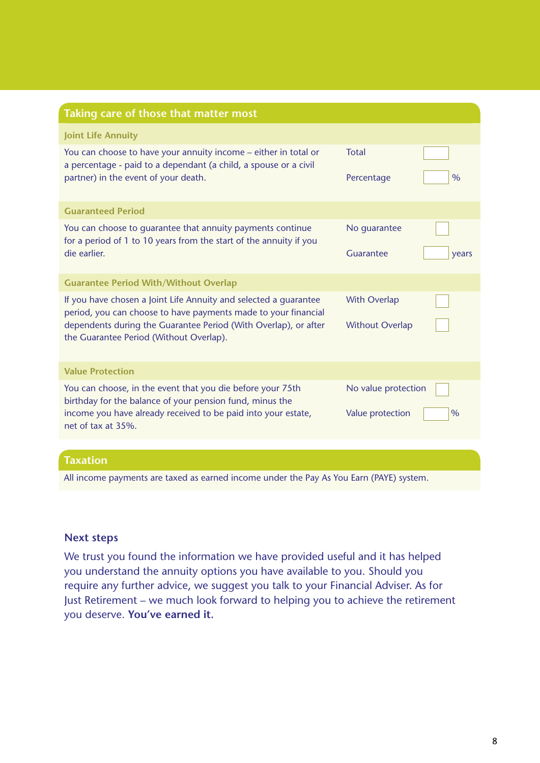## Taking care of those that matter most

| Joint Life Annuity | | |
|---|---|---|
| You can choose to have your annuity income – either in total or a percentage - paid to a dependant (a child, a spouse or a civil partner) in the event of your death. | Total | |
| | Percentage | % |

| Guaranteed Period | | |
|---|---|---|
| You can choose to guarantee that annuity payments continue for a period of 1 to 10 years from the start of the annuity if you die earlier. | No guarantee | |
| | Guarantee | years |

| Guarantee Period With/Without Overlap | | |
|---|---|---|
| If you have chosen a Joint Life Annuity and selected a guarantee period, you can choose to have payments made to your financial dependents during the Guarantee Period (With Overlap), or after the Guarantee Period (Without Overlap). | With Overlap | |
| | Without Overlap | |

| Value Protection | | |
|---|---|---|
| You can choose, in the event that you die before your 75th birthday for the balance of your pension fund, minus the income you have already received to be paid into your estate, net of tax at 35%. | No value protection | |
| | Value protection | % |

## Taxation

All income payments are taxed as earned income under the Pay As You Earn (PAYE) system.

### Next steps

We trust you found the information we have provided useful and it has helped you understand the annuity options you have available to you. Should you require any further advice, we suggest you talk to your Financial Adviser. As for Just Retirement – we much look forward to helping you to achieve the retirement you deserve. **You've earned it.**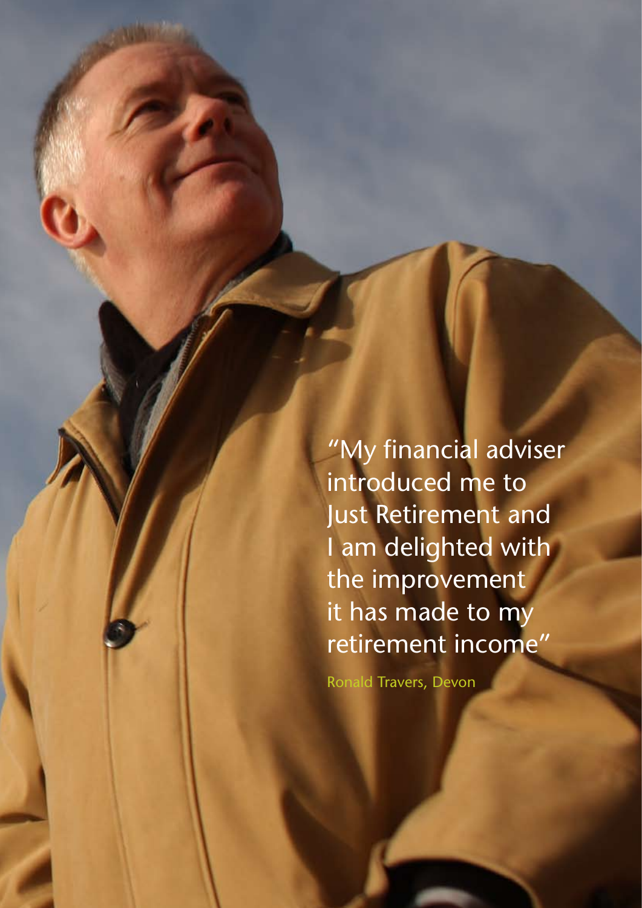"My financial adviser introduced me to Just Retirement and I am delighted with the improvement it has made to my retirement income"

Ronald Travers, Devon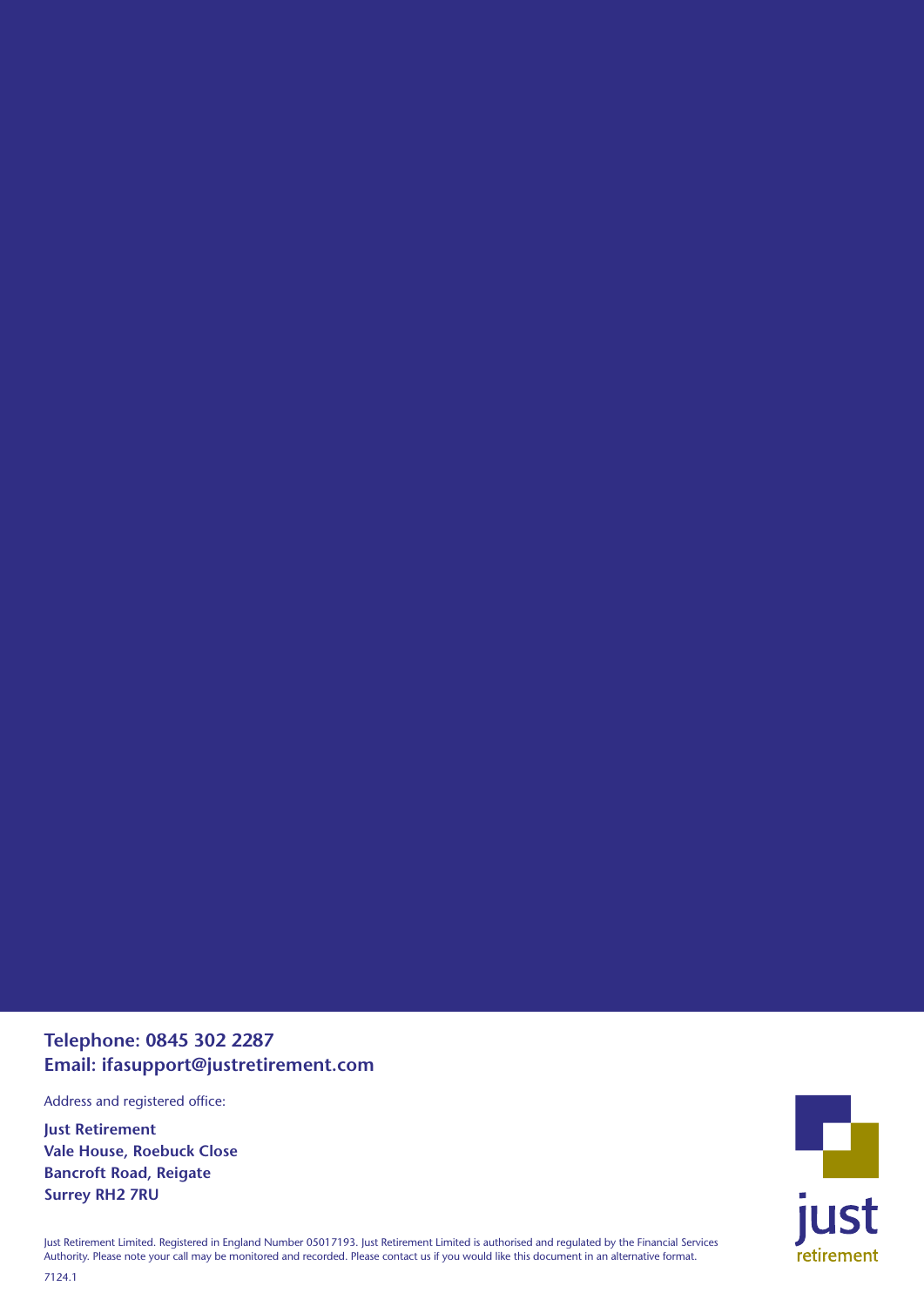**Telephone: 0845 302 2287**
**Email: ifasupport@justretirement.com**

Address and registered office:

**Just Retirement**
**Vale House, Roebuck Close**
**Bancroft Road, Reigate**
**Surrey RH2 7RU**

just retirement

Just Retirement Limited. Registered in England Number 05017193. Just Retirement Limited is authorised and regulated by the Financial Services Authority. Please note your call may be monitored and recorded. Please contact us if you would like this document in an alternative format.

7124.1